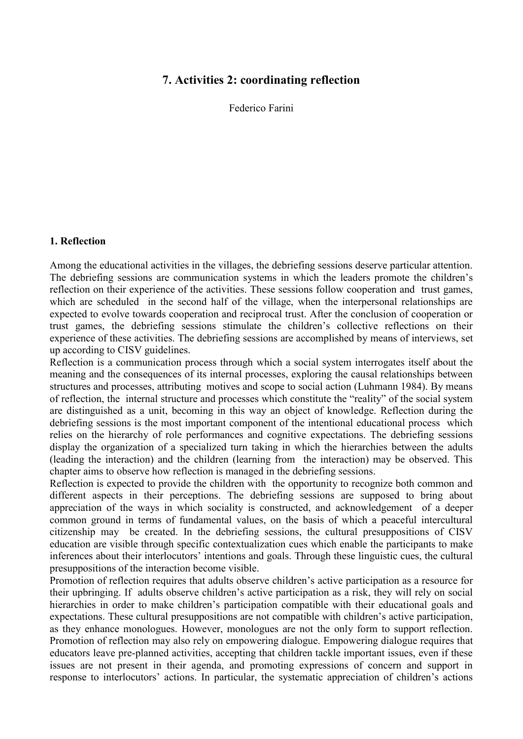# 7. Activities 2: coordinating reflection

Federico Farini

## 1. Reflection

Among the educational activities in the villages, the debriefing sessions deserve particular attention. The debriefing sessions are communication systems in which the leaders promote the children's reflection on their experience of the activities. These sessions follow cooperation and trust games, which are scheduled in the second half of the village, when the interpersonal relationships are expected to evolve towards cooperation and reciprocal trust. After the conclusion of cooperation or trust games, the debriefing sessions stimulate the children's collective reflections on their experience of these activities. The debriefing sessions are accomplished by means of interviews, set up according to CISV guidelines.

Reflection is a communication process through which a social system interrogates itself about the meaning and the consequences of its internal processes, exploring the causal relationships between structures and processes, attributing motives and scope to social action (Luhmann 1984). By means of reflection, the internal structure and processes which constitute the "reality" of the social system are distinguished as a unit, becoming in this way an object of knowledge. Reflection during the debriefing sessions is the most important component of the intentional educational process which relies on the hierarchy of role performances and cognitive expectations. The debriefing sessions display the organization of a specialized turn taking in which the hierarchies between the adults (leading the interaction) and the children (learning from the interaction) may be observed. This chapter aims to observe how reflection is managed in the debriefing sessions.

Reflection is expected to provide the children with the opportunity to recognize both common and different aspects in their perceptions. The debriefing sessions are supposed to bring about appreciation of the ways in which sociality is constructed, and acknowledgement of a deeper common ground in terms of fundamental values, on the basis of which a peaceful intercultural citizenship may be created. In the debriefing sessions, the cultural presuppositions of CISV education are visible through specific contextualization cues which enable the participants to make inferences about their interlocutors' intentions and goals. Through these linguistic cues, the cultural presuppositions of the interaction become visible.

Promotion of reflection requires that adults observe children's active participation as a resource for their upbringing. If adults observe children's active participation as a risk, they will rely on social hierarchies in order to make children's participation compatible with their educational goals and expectations. These cultural presuppositions are not compatible with children's active participation, as they enhance monologues. However, monologues are not the only form to support reflection. Promotion of reflection may also rely on empowering dialogue. Empowering dialogue requires that educators leave pre-planned activities, accepting that children tackle important issues, even if these issues are not present in their agenda, and promoting expressions of concern and support in response to interlocutors' actions. In particular, the systematic appreciation of children's actions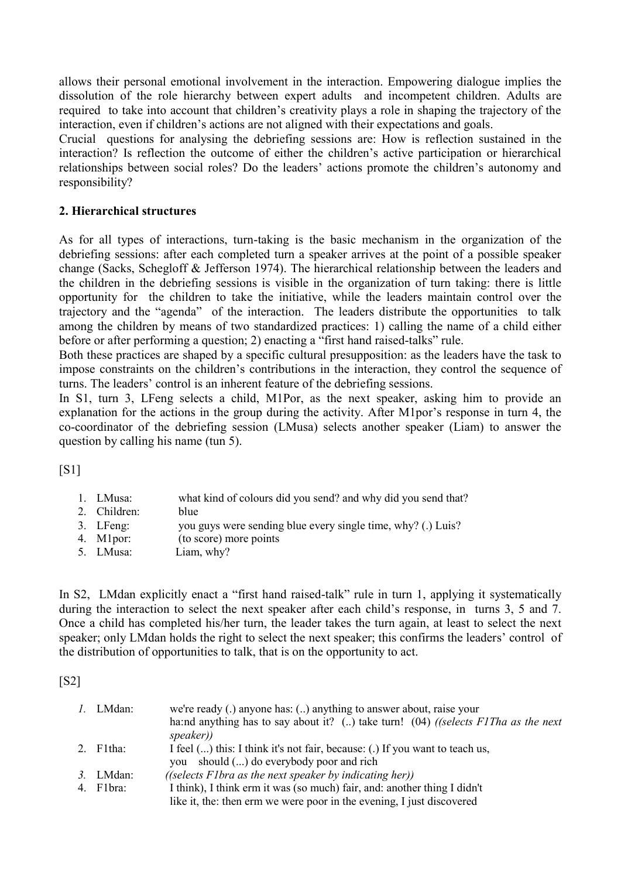allows their personal emotional involvement in the interaction. Empowering dialogue implies the dissolution of the role hierarchy between expert adults and incompetent children. Adults are required to take into account that children's creativity plays a role in shaping the trajectory of the interaction, even if children's actions are not aligned with their expectations and goals.

Crucial questions for analysing the debriefing sessions are: How is reflection sustained in the interaction? Is reflection the outcome of either the children's active participation or hierarchical relationships between social roles? Do the leaders' actions promote the children's autonomy and responsibility?

## 2. Hierarchical structures

As for all types of interactions, turn-taking is the basic mechanism in the organization of the debriefing sessions: after each completed turn a speaker arrives at the point of a possible speaker change (Sacks, Schegloff & Jefferson 1974). The hierarchical relationship between the leaders and the children in the debriefing sessions is visible in the organization of turn taking: there is little opportunity for the children to take the initiative, while the leaders maintain control over the trajectory and the "agenda" of the interaction. The leaders distribute the opportunities to talk among the children by means of two standardized practices: 1) calling the name of a child either before or after performing a question; 2) enacting a "first hand raised-talks" rule.

Both these practices are shaped by a specific cultural presupposition: as the leaders have the task to impose constraints on the children's contributions in the interaction, they control the sequence of turns. The leaders' control is an inherent feature of the debriefing sessions.

In S1, turn 3, LFeng selects a child, M1Por, as the next speaker, asking him to provide an explanation for the actions in the group during the activity. After M1por's response in turn 4, the co-coordinator of the debriefing session (LMusa) selects another speaker (Liam) to answer the question by calling his name (tun 5).

[S1]

| | | |
|---|---|---|
| 1. | LMusa: | what kind of colours did you send? and why did you send that? |
| 2. | Children: | blue |
| 3. | LFeng: | you guys were sending blue every single time, why? (.) Luis? |
| 4. | M1por: | (to score) more points |
| 5. | LMusa: | Liam, why? |

In S2, LMdan explicitly enact a "first hand raised-talk" rule in turn 1, applying it systematically during the interaction to select the next speaker after each child's response, in turns 3, 5 and 7. Once a child has completed his/her turn, the leader takes the turn again, at least to select the next speaker; only LMdan holds the right to select the next speaker; this confirms the leaders' control of the distribution of opportunities to talk, that is on the opportunity to act.

[S2]

| | | |
|---|---|---|
| *1.* | LMdan: | we're ready (.) anyone has: (..) anything to answer about, raise your ha:nd anything has to say about it? (..) take turn! (04) *((selects F1Tha as the next speaker))* |
| 2. | F1tha: | I feel (...) this: I think it's not fair, because: (.) If you want to teach us, you should (...) do everybody poor and rich |
| *3.* | LMdan: | *((selects F1bra as the next speaker by indicating her))* |
| 4. | F1bra: | I think), I think erm it was (so much) fair, and: another thing I didn't like it, the: then erm we were poor in the evening, I just discovered |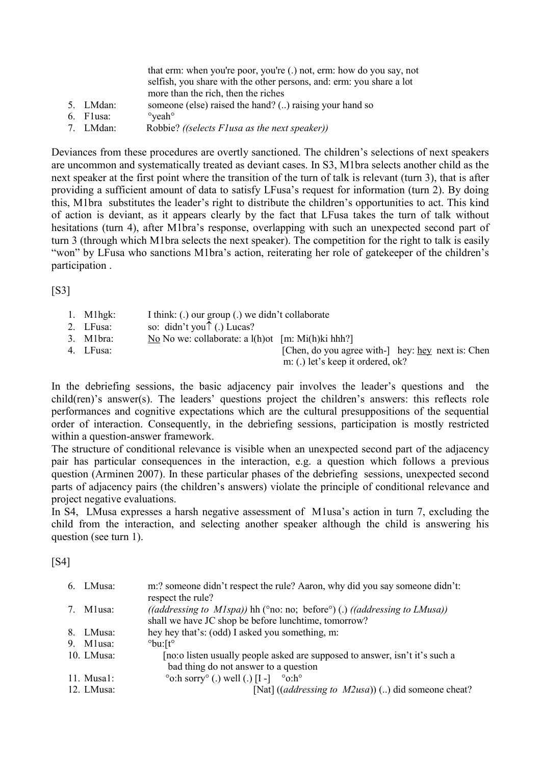that erm: when you're poor, you're (.) not, erm: how do you say, not selfish, you share with the other persons, and: erm: you share a lot more than the rich, then the riches

5. LMdan: someone (else) raised the hand? (..) raising your hand so
6. F1usa: °yeah°
7. LMdan: Robbie? *((selects F1usa as the next speaker))*

Deviances from these procedures are overtly sanctioned. The children's selections of next speakers are uncommon and systematically treated as deviant cases. In S3, M1bra selects another child as the next speaker at the first point where the transition of the turn of talk is relevant (turn 3), that is after providing a sufficient amount of data to satisfy LFusa's request for information (turn 2). By doing this, M1bra substitutes the leader's right to distribute the children's opportunities to act. This kind of action is deviant, as it appears clearly by the fact that LFusa takes the turn of talk without hesitations (turn 4), after M1bra's response, overlapping with such an unexpected second part of turn 3 (through which M1bra selects the next speaker). The competition for the right to talk is easily "won" by LFusa who sanctions M1bra's action, reiterating her role of gatekeeper of the children's participation .

[S3]

1. M1hgk: I think: (.) our group (.) we didn't collaborate
2. LFusa: so: didn't you↑ (.) Lucas?
3. M1bra: No No we: collaborate: a l(h)ot [m: Mi(h)ki hhh?]
4. LFusa: [Chen, do you agree with-] hey: hey next is: Chen m: (.) let's keep it ordered, ok?

In the debriefing sessions, the basic adjacency pair involves the leader's questions and the child(ren)'s answer(s). The leaders' questions project the children's answers: this reflects role performances and cognitive expectations which are the cultural presuppositions of the sequential order of interaction. Consequently, in the debriefing sessions, participation is mostly restricted within a question-answer framework.

The structure of conditional relevance is visible when an unexpected second part of the adjacency pair has particular consequences in the interaction, e.g. a question which follows a previous question (Arminen 2007). In these particular phases of the debriefing sessions, unexpected second parts of adjacency pairs (the children's answers) violate the principle of conditional relevance and project negative evaluations.

In S4, LMusa expresses a harsh negative assessment of M1usa's action in turn 7, excluding the child from the interaction, and selecting another speaker although the child is answering his question (see turn 1).

[S4]

6. LMusa: m:? someone didn't respect the rule? Aaron, why did you say someone didn't: respect the rule?
7. M1usa: *((addressing to M1spa))* hh (°no: no; before°) (.) *((addressing to LMusa))* shall we have JC shop be before lunchtime, tomorrow?
8. LMusa: hey hey that's: (odd) I asked you something, m:
9. M1usa: °bu:[t°
10. LMusa: [no:o listen usually people asked are supposed to answer, isn't it's such a bad thing do not answer to a question
11. Musa1: °o:h sorry° (.) well (.) [I -] °o:h°
12. LMusa: [Nat] ((*addressing to M2usa*)) (..) did someone cheat?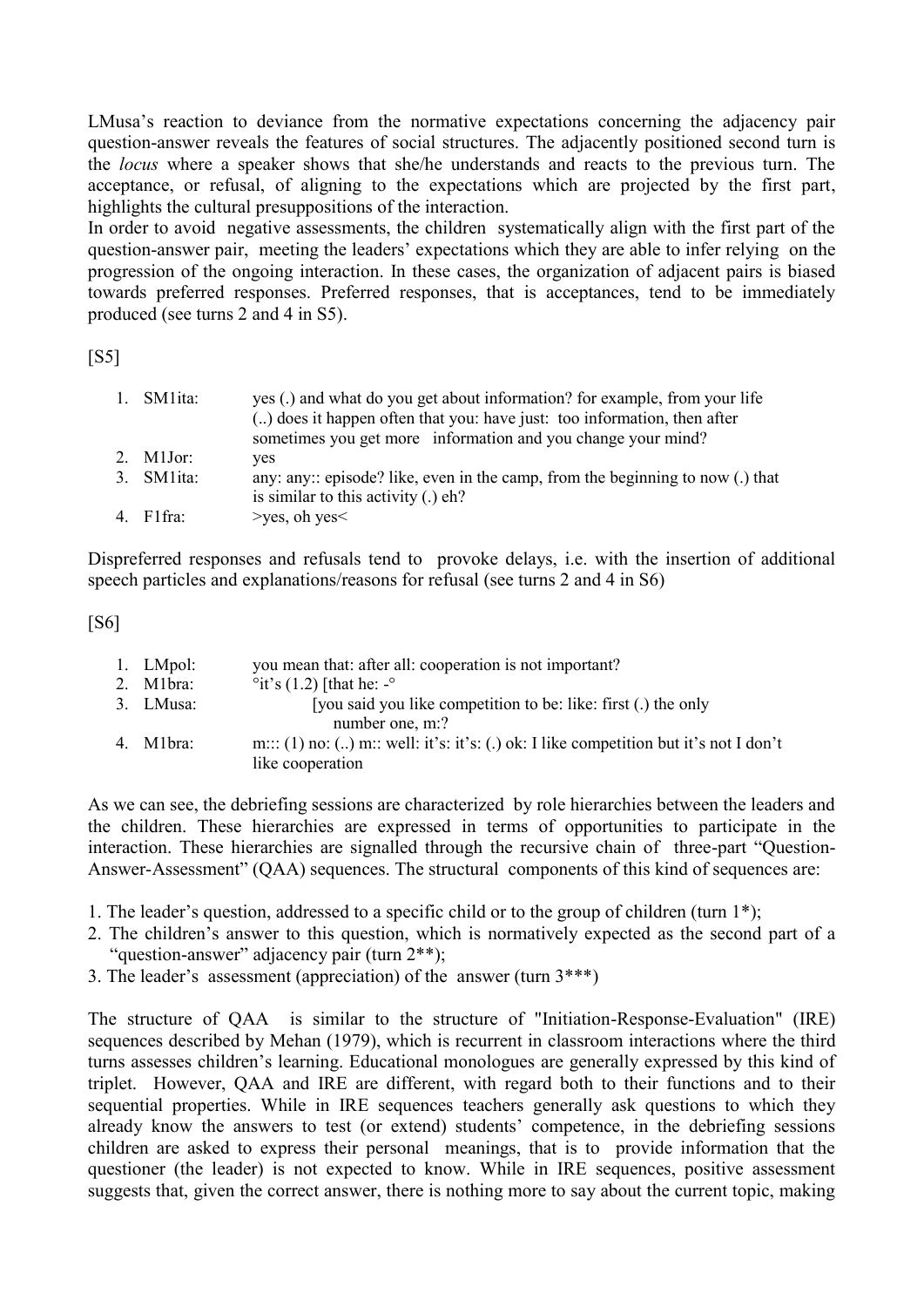LMusa's reaction to deviance from the normative expectations concerning the adjacency pair question-answer reveals the features of social structures. The adjacently positioned second turn is the *locus* where a speaker shows that she/he understands and reacts to the previous turn. The acceptance, or refusal, of aligning to the expectations which are projected by the first part, highlights the cultural presuppositions of the interaction.

In order to avoid negative assessments, the children systematically align with the first part of the question-answer pair, meeting the leaders' expectations which they are able to infer relying on the progression of the ongoing interaction. In these cases, the organization of adjacent pairs is biased towards preferred responses. Preferred responses, that is acceptances, tend to be immediately produced (see turns 2 and 4 in S5).

[S5]

| | | |
|---|---|---|
| 1. | SM1ita: | yes (.) and what do you get about information? for example, from your life (..) does it happen often that you: have just: too information, then after sometimes you get more information and you change your mind? |
| 2. | M1Jor: | yes |
| 3. | SM1ita: | any: any:: episode? like, even in the camp, from the beginning to now (.) that is similar to this activity (.) eh? |
| 4. | F1fra: | >yes, oh yes< |

Dispreferred responses and refusals tend to provoke delays, i.e. with the insertion of additional speech particles and explanations/reasons for refusal (see turns 2 and 4 in S6)

[S6]

| | | |
|---|---|---|
| 1. | LMpol: | you mean that: after all: cooperation is not important? |
| 2. | M1bra: | °it's (1.2) [that he: -° |
| 3. | LMusa: | [you said you like competition to be: like: first (.) the only number one, m:? |
| 4. | M1bra: | m::: (1) no: (..) m:: well: it's: it's: (.) ok: I like competition but it's not I don't like cooperation |

As we can see, the debriefing sessions are characterized by role hierarchies between the leaders and the children. These hierarchies are expressed in terms of opportunities to participate in the interaction. These hierarchies are signalled through the recursive chain of three-part "Question-Answer-Assessment" (QAA) sequences. The structural components of this kind of sequences are:

1. The leader's question, addressed to a specific child or to the group of children (turn 1*);
2. The children's answer to this question, which is normatively expected as the second part of a "question-answer" adjacency pair (turn 2**);
3. The leader's assessment (appreciation) of the answer (turn 3***)

The structure of QAA is similar to the structure of "Initiation-Response-Evaluation" (IRE) sequences described by Mehan (1979), which is recurrent in classroom interactions where the third turns assesses children's learning. Educational monologues are generally expressed by this kind of triplet. However, QAA and IRE are different, with regard both to their functions and to their sequential properties. While in IRE sequences teachers generally ask questions to which they already know the answers to test (or extend) students' competence, in the debriefing sessions children are asked to express their personal meanings, that is to provide information that the questioner (the leader) is not expected to know. While in IRE sequences, positive assessment suggests that, given the correct answer, there is nothing more to say about the current topic, making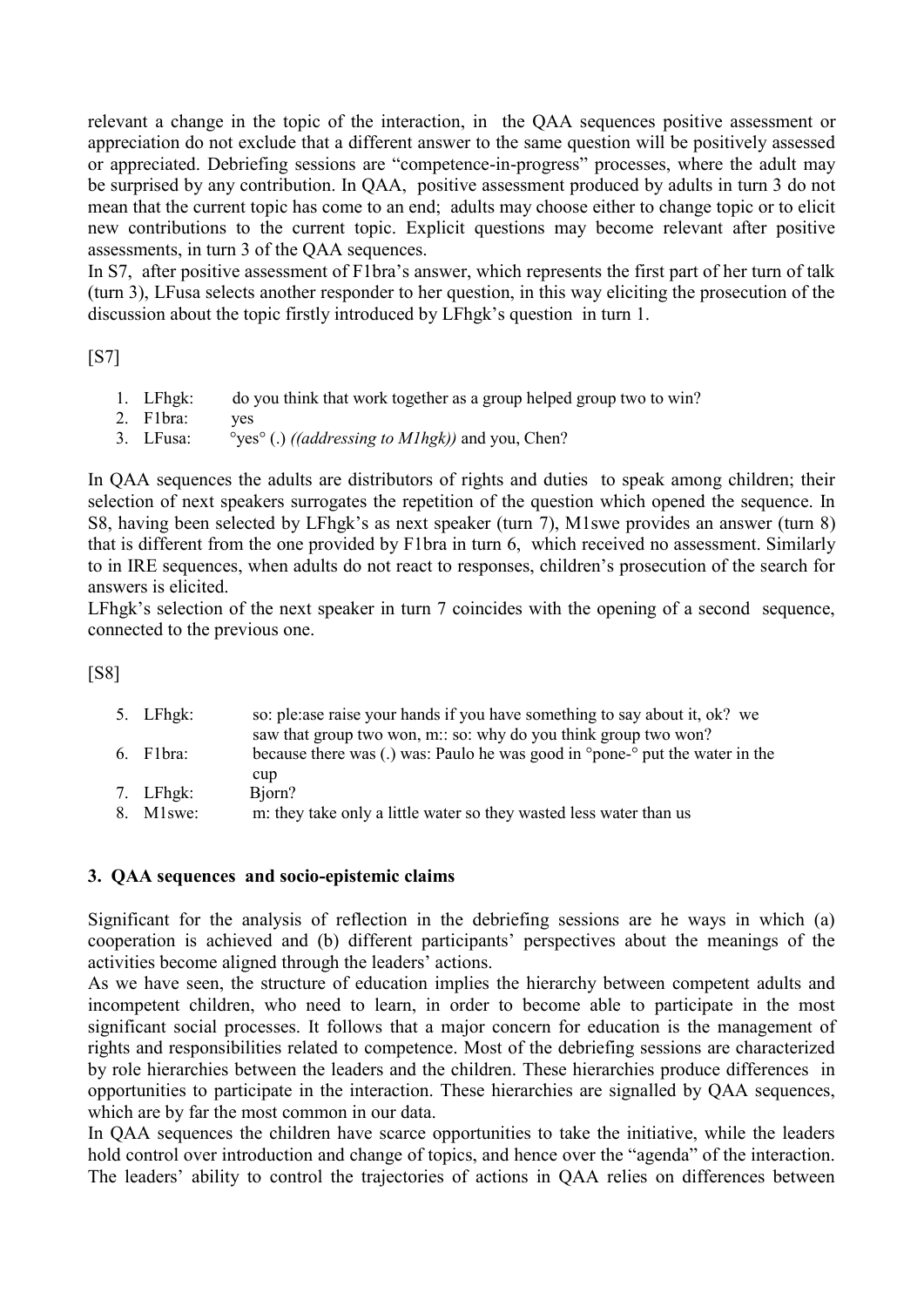relevant a change in the topic of the interaction, in the QAA sequences positive assessment or appreciation do not exclude that a different answer to the same question will be positively assessed or appreciated. Debriefing sessions are "competence-in-progress" processes, where the adult may be surprised by any contribution. In QAA, positive assessment produced by adults in turn 3 do not mean that the current topic has come to an end; adults may choose either to change topic or to elicit new contributions to the current topic. Explicit questions may become relevant after positive assessments, in turn 3 of the QAA sequences.

In S7, after positive assessment of F1bra's answer, which represents the first part of her turn of talk (turn 3), LFusa selects another responder to her question, in this way eliciting the prosecution of the discussion about the topic firstly introduced by LFhgk's question in turn 1.

[S7]

1. LFhgk: do you think that work together as a group helped group two to win?
2. F1bra: yes
3. LFusa: °yes° (.) *((addressing to M1hgk))* and you, Chen?

In QAA sequences the adults are distributors of rights and duties to speak among children; their selection of next speakers surrogates the repetition of the question which opened the sequence. In S8, having been selected by LFhgk's as next speaker (turn 7), M1swe provides an answer (turn 8) that is different from the one provided by F1bra in turn 6, which received no assessment. Similarly to in IRE sequences, when adults do not react to responses, children's prosecution of the search for answers is elicited.

LFhgk's selection of the next speaker in turn 7 coincides with the opening of a second sequence, connected to the previous one.

[S8]

5. LFhgk: so: ple:ase raise your hands if you have something to say about it, ok? we saw that group two won, m:: so: why do you think group two won?
6. F1bra: because there was (.) was: Paulo he was good in °pone-° put the water in the cup
7. LFhgk: Bjorn?
8. M1swe: m: they take only a little water so they wasted less water than us

## 3. QAA sequences and socio-epistemic claims

Significant for the analysis of reflection in the debriefing sessions are he ways in which (a) cooperation is achieved and (b) different participants' perspectives about the meanings of the activities become aligned through the leaders' actions.

As we have seen, the structure of education implies the hierarchy between competent adults and incompetent children, who need to learn, in order to become able to participate in the most significant social processes. It follows that a major concern for education is the management of rights and responsibilities related to competence. Most of the debriefing sessions are characterized by role hierarchies between the leaders and the children. These hierarchies produce differences in opportunities to participate in the interaction. These hierarchies are signalled by QAA sequences, which are by far the most common in our data.

In QAA sequences the children have scarce opportunities to take the initiative, while the leaders hold control over introduction and change of topics, and hence over the "agenda" of the interaction. The leaders' ability to control the trajectories of actions in QAA relies on differences between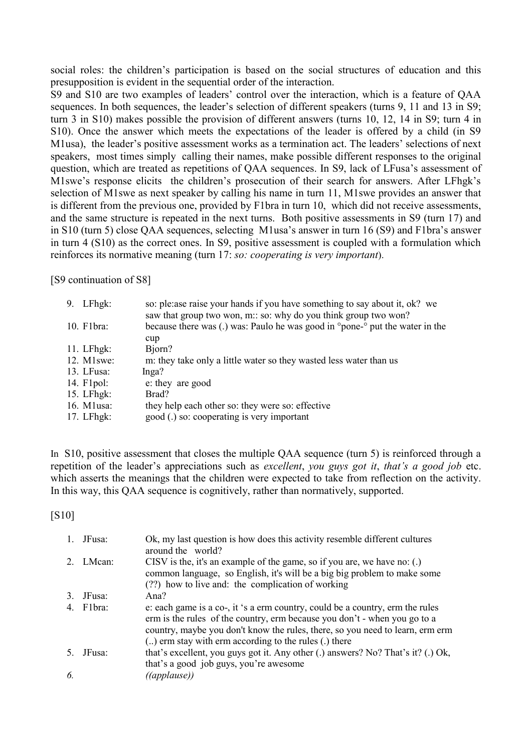social roles: the children's participation is based on the social structures of education and this presupposition is evident in the sequential order of the interaction.

S9 and S10 are two examples of leaders' control over the interaction, which is a feature of QAA sequences. In both sequences, the leader's selection of different speakers (turns 9, 11 and 13 in S9; turn 3 in S10) makes possible the provision of different answers (turns 10, 12, 14 in S9; turn 4 in S10). Once the answer which meets the expectations of the leader is offered by a child (in S9 M1usa), the leader's positive assessment works as a termination act. The leaders' selections of next speakers, most times simply calling their names, make possible different responses to the original question, which are treated as repetitions of QAA sequences. In S9, lack of LFusa's assessment of M1swe's response elicits the children's prosecution of their search for answers. After LFhgk's selection of M1swe as next speaker by calling his name in turn 11, M1swe provides an answer that is different from the previous one, provided by F1bra in turn 10, which did not receive assessments, and the same structure is repeated in the next turns. Both positive assessments in S9 (turn 17) and in S10 (turn 5) close QAA sequences, selecting M1usa's answer in turn 16 (S9) and F1bra's answer in turn 4 (S10) as the correct ones. In S9, positive assessment is coupled with a formulation which reinforces its normative meaning (turn 17: *so: cooperating is very important*).

[S9 continuation of S8]

| | | |
|---|---|---|
| 9. | LFhgk: | so: ple:ase raise your hands if you have something to say about it, ok? we saw that group two won, m:: so: why do you think group two won? |
| 10. | F1bra: | because there was (.) was: Paulo he was good in °pone-° put the water in the cup |
| 11. | LFhgk: | Bjorn? |
| 12. | M1swe: | m: they take only a little water so they wasted less water than us |
| 13. | LFusa: | Inga? |
| 14. | F1pol: | e: they are good |
| 15. | LFhgk: | Brad? |
| 16. | M1usa: | they help each other so: they were so: effective |
| 17. | LFhgk: | good (.) so: cooperating is very important |

In S10, positive assessment that closes the multiple QAA sequence (turn 5) is reinforced through a repetition of the leader's appreciations such as *excellent*, *you guys got it*, *that's a good job* etc. which asserts the meanings that the children were expected to take from reflection on the activity. In this way, this QAA sequence is cognitively, rather than normatively, supported.

[S10]

| | | |
|---|---|---|
| 1. | JFusa: | Ok, my last question is how does this activity resemble different cultures around the world? |
| 2. | LMcan: | CISV is the, it's an example of the game, so if you are, we have no: (.) common language, so English, it's will be a big big problem to make some (??) how to live and: the complication of working |
| 3. | JFusa: | Ana? |
| 4. | F1bra: | e: each game is a co-, it 's a erm country, could be a country, erm the rules erm is the rules of the country, erm because you don't - when you go to a country, maybe you don't know the rules, there, so you need to learn, erm erm (..) erm stay with erm according to the rules (.) there |
| 5. | JFusa: | that's excellent, you guys got it. Any other (.) answers? No? That's it? (.) Ok, that's a good job guys, you're awesome |
| *6.* | | *((applause))* |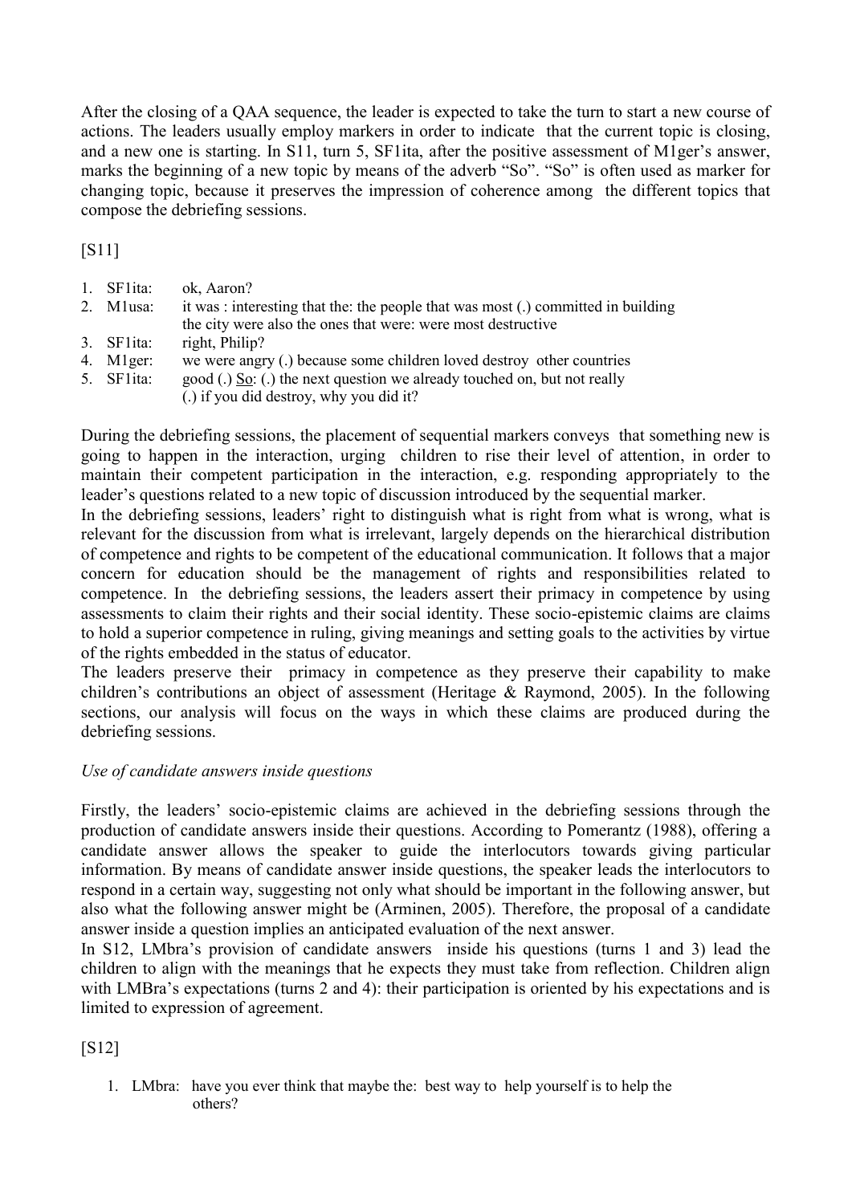After the closing of a QAA sequence, the leader is expected to take the turn to start a new course of actions. The leaders usually employ markers in order to indicate that the current topic is closing, and a new one is starting. In S11, turn 5, SF1ita, after the positive assessment of M1ger's answer, marks the beginning of a new topic by means of the adverb "So". "So" is often used as marker for changing topic, because it preserves the impression of coherence among the different topics that compose the debriefing sessions.

[S11]

1. SF1ita: ok, Aaron?
2. M1usa: it was : interesting that the: the people that was most (.) committed in building the city were also the ones that were: were most destructive
3. SF1ita: right, Philip?
4. M1ger: we were angry (.) because some children loved destroy other countries
5. SF1ita: good (.) So: (.) the next question we already touched on, but not really (.) if you did destroy, why you did it?

During the debriefing sessions, the placement of sequential markers conveys that something new is going to happen in the interaction, urging children to rise their level of attention, in order to maintain their competent participation in the interaction, e.g. responding appropriately to the leader's questions related to a new topic of discussion introduced by the sequential marker.

In the debriefing sessions, leaders' right to distinguish what is right from what is wrong, what is relevant for the discussion from what is irrelevant, largely depends on the hierarchical distribution of competence and rights to be competent of the educational communication. It follows that a major concern for education should be the management of rights and responsibilities related to competence. In the debriefing sessions, the leaders assert their primacy in competence by using assessments to claim their rights and their social identity. These socio-epistemic claims are claims to hold a superior competence in ruling, giving meanings and setting goals to the activities by virtue of the rights embedded in the status of educator.

The leaders preserve their primacy in competence as they preserve their capability to make children's contributions an object of assessment (Heritage & Raymond, 2005). In the following sections, our analysis will focus on the ways in which these claims are produced during the debriefing sessions.

*Use of candidate answers inside questions*

Firstly, the leaders' socio-epistemic claims are achieved in the debriefing sessions through the production of candidate answers inside their questions. According to Pomerantz (1988), offering a candidate answer allows the speaker to guide the interlocutors towards giving particular information. By means of candidate answer inside questions, the speaker leads the interlocutors to respond in a certain way, suggesting not only what should be important in the following answer, but also what the following answer might be (Arminen, 2005). Therefore, the proposal of a candidate answer inside a question implies an anticipated evaluation of the next answer.

In S12, LMbra's provision of candidate answers inside his questions (turns 1 and 3) lead the children to align with the meanings that he expects they must take from reflection. Children align with LMBra's expectations (turns 2 and 4): their participation is oriented by his expectations and is limited to expression of agreement.

[S12]

1. LMbra: have you ever think that maybe the: best way to help yourself is to help the others?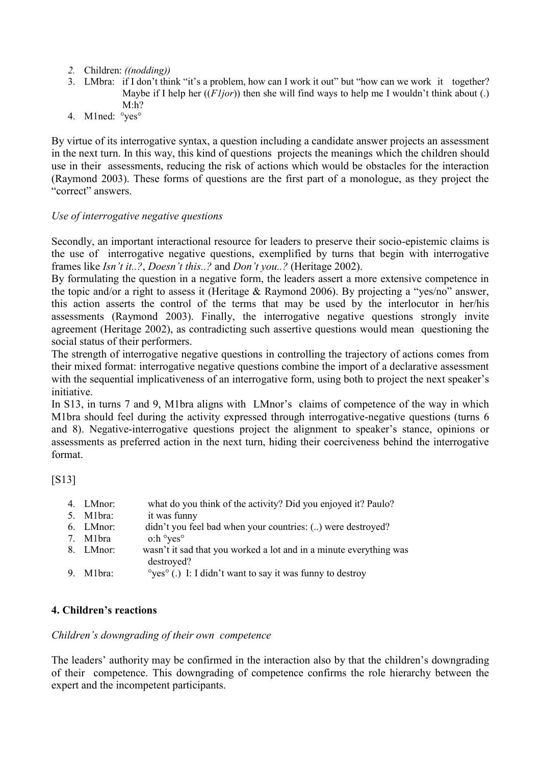2. Children: *((nodding))*
3. LMbra: if I don't think "it's a problem, how can I work it out" but "how can we work it together? Maybe if I help her ((*F1jor*)) then she will find ways to help me I wouldn't think about (.) M:h?
4. M1ned: °yes°

By virtue of its interrogative syntax, a question including a candidate answer projects an assessment in the next turn. In this way, this kind of questions projects the meanings which the children should use in their assessments, reducing the risk of actions which would be obstacles for the interaction (Raymond 2003). These forms of questions are the first part of a monologue, as they project the "correct" answers.

*Use of interrogative negative questions*

Secondly, an important interactional resource for leaders to preserve their socio-epistemic claims is the use of interrogative negative questions, exemplified by turns that begin with interrogative frames like *Isn't it..?*, *Doesn't this..?* and *Don't you..?* (Heritage 2002).

By formulating the question in a negative form, the leaders assert a more extensive competence in the topic and/or a right to assess it (Heritage & Raymond 2006). By projecting a "yes/no" answer, this action asserts the control of the terms that may be used by the interlocutor in her/his assessments (Raymond 2003). Finally, the interrogative negative questions strongly invite agreement (Heritage 2002), as contradicting such assertive questions would mean questioning the social status of their performers.

The strength of interrogative negative questions in controlling the trajectory of actions comes from their mixed format: interrogative negative questions combine the import of a declarative assessment with the sequential implicativeness of an interrogative form, using both to project the next speaker's initiative.

In S13, in turns 7 and 9, M1bra aligns with LMnor's claims of competence of the way in which M1bra should feel during the activity expressed through interrogative-negative questions (turns 6 and 8). Negative-interrogative questions project the alignment to speaker's stance, opinions or assessments as preferred action in the next turn, hiding their coerciveness behind the interrogative format.

[S13]

4. LMnor: what do you think of the activity? Did you enjoyed it? Paulo?
5. M1bra: it was funny
6. LMnor: didn't you feel bad when your countries: (..) were destroyed?
7. M1bra o:h °yes°
8. LMnor: wasn't it sad that you worked a lot and in a minute everything was destroyed?
9. M1bra: °yes° (.) I: I didn't want to say it was funny to destroy

## 4. Children's reactions

*Children's downgrading of their own competence*

The leaders' authority may be confirmed in the interaction also by that the children's downgrading of their competence. This downgrading of competence confirms the role hierarchy between the expert and the incompetent participants.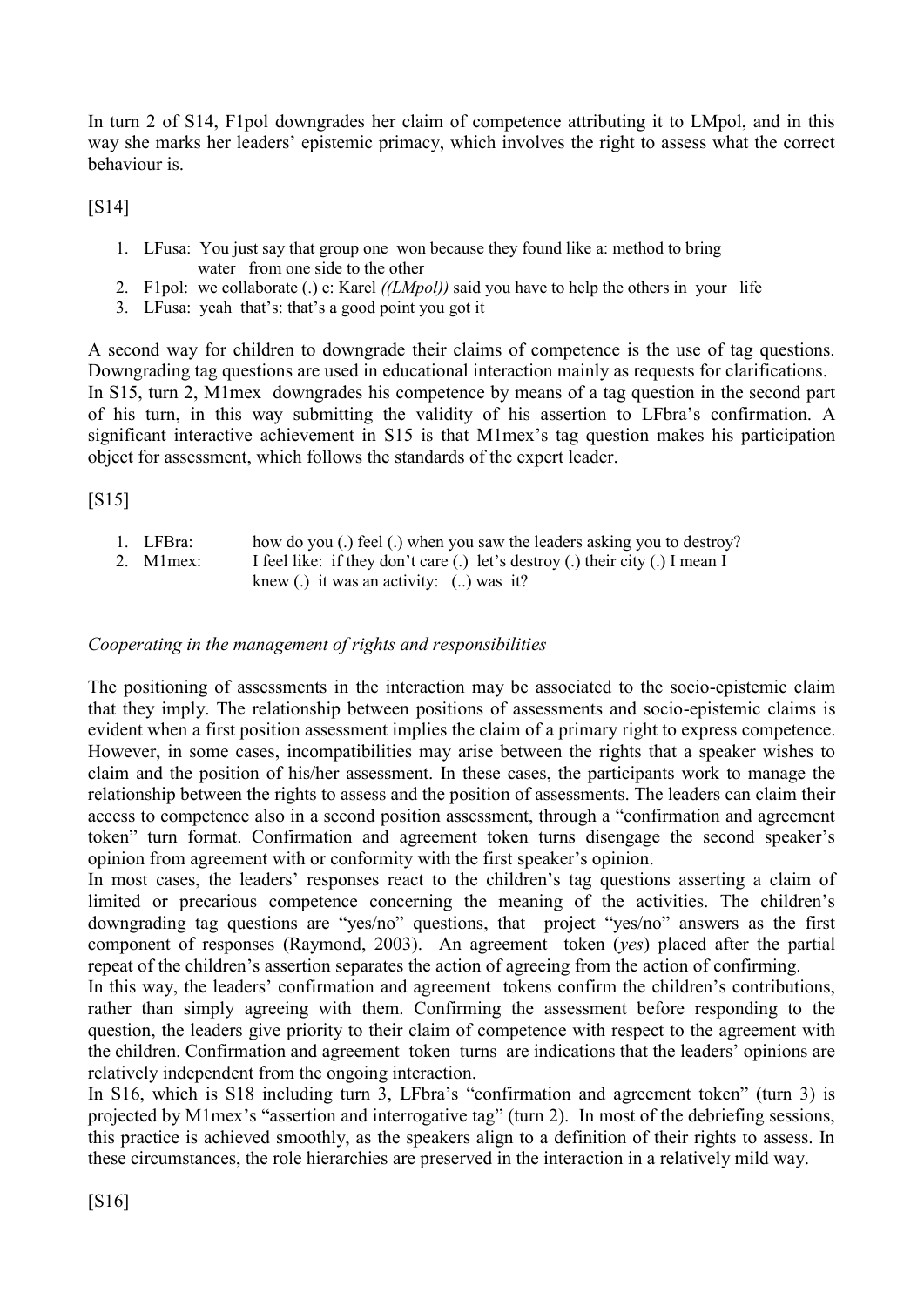In turn 2 of S14, F1pol downgrades her claim of competence attributing it to LMpol, and in this way she marks her leaders' epistemic primacy, which involves the right to assess what the correct behaviour is.

[S14]

1. LFusa: You just say that group one won because they found like a: method to bring water from one side to the other
2. F1pol: we collaborate (.) e: Karel *((LMpol))* said you have to help the others in your life
3. LFusa: yeah that's: that's a good point you got it

A second way for children to downgrade their claims of competence is the use of tag questions. Downgrading tag questions are used in educational interaction mainly as requests for clarifications. In S15, turn 2, M1mex downgrades his competence by means of a tag question in the second part of his turn, in this way submitting the validity of his assertion to LFbra's confirmation. A significant interactive achievement in S15 is that M1mex's tag question makes his participation object for assessment, which follows the standards of the expert leader.

[S15]

1. LFBra: how do you (.) feel (.) when you saw the leaders asking you to destroy?
2. M1mex: I feel like: if they don't care (.) let's destroy (.) their city (.) I mean I knew (.) it was an activity: (..) was it?

*Cooperating in the management of rights and responsibilities*

The positioning of assessments in the interaction may be associated to the socio-epistemic claim that they imply. The relationship between positions of assessments and socio-epistemic claims is evident when a first position assessment implies the claim of a primary right to express competence. However, in some cases, incompatibilities may arise between the rights that a speaker wishes to claim and the position of his/her assessment. In these cases, the participants work to manage the relationship between the rights to assess and the position of assessments. The leaders can claim their access to competence also in a second position assessment, through a "confirmation and agreement token" turn format. Confirmation and agreement token turns disengage the second speaker's opinion from agreement with or conformity with the first speaker's opinion.

In most cases, the leaders' responses react to the children's tag questions asserting a claim of limited or precarious competence concerning the meaning of the activities. The children's downgrading tag questions are "yes/no" questions, that project "yes/no" answers as the first component of responses (Raymond, 2003). An agreement token (*yes*) placed after the partial repeat of the children's assertion separates the action of agreeing from the action of confirming.

In this way, the leaders' confirmation and agreement tokens confirm the children's contributions, rather than simply agreeing with them. Confirming the assessment before responding to the question, the leaders give priority to their claim of competence with respect to the agreement with the children. Confirmation and agreement token turns are indications that the leaders' opinions are relatively independent from the ongoing interaction.

In S16, which is S18 including turn 3, LFbra's "confirmation and agreement token" (turn 3) is projected by M1mex's "assertion and interrogative tag" (turn 2). In most of the debriefing sessions, this practice is achieved smoothly, as the speakers align to a definition of their rights to assess. In these circumstances, the role hierarchies are preserved in the interaction in a relatively mild way.

[S16]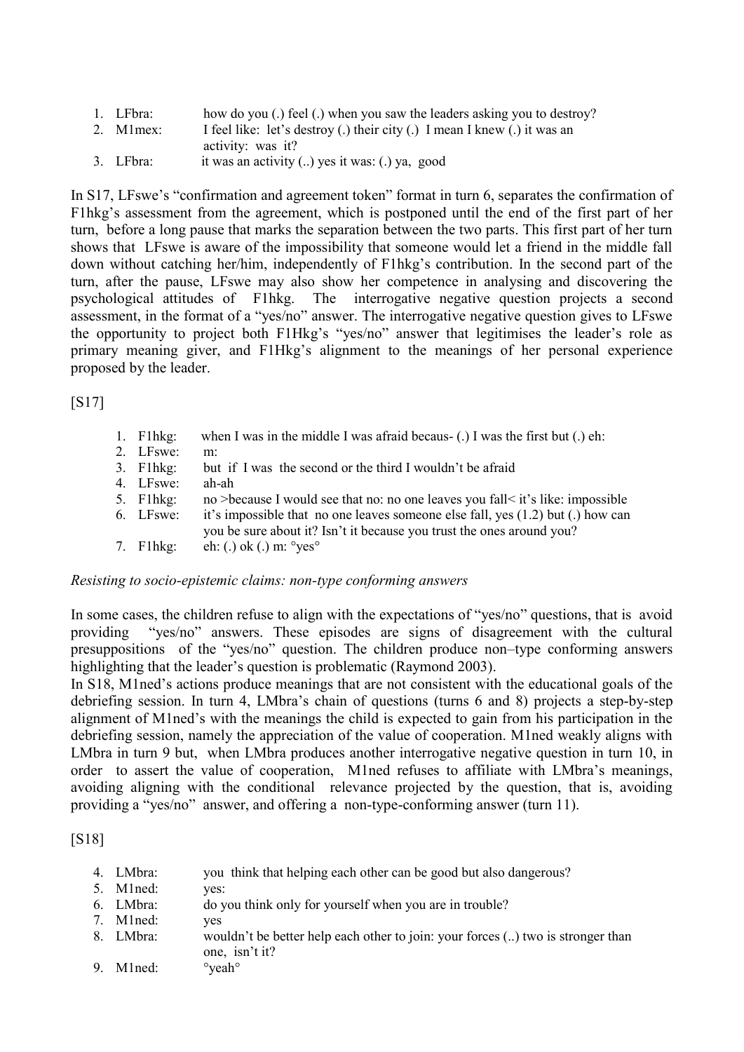1. LFbra: how do you (.) feel (.) when you saw the leaders asking you to destroy?
2. M1mex: I feel like: let's destroy (.) their city (.) I mean I knew (.) it was an activity: was it?
3. LFbra: it was an activity (..) yes it was: (.) ya, good

In S17, LFswe's "confirmation and agreement token" format in turn 6, separates the confirmation of F1hkg's assessment from the agreement, which is postponed until the end of the first part of her turn, before a long pause that marks the separation between the two parts. This first part of her turn shows that LFswe is aware of the impossibility that someone would let a friend in the middle fall down without catching her/him, independently of F1hkg's contribution. In the second part of the turn, after the pause, LFswe may also show her competence in analysing and discovering the psychological attitudes of F1hkg. The interrogative negative question projects a second assessment, in the format of a "yes/no" answer. The interrogative negative question gives to LFswe the opportunity to project both F1Hkg's "yes/no" answer that legitimises the leader's role as primary meaning giver, and F1Hkg's alignment to the meanings of her personal experience proposed by the leader.

[S17]

1. F1hkg: when I was in the middle I was afraid becaus- (.) I was the first but (.) eh:
2. LFswe: m:
3. F1hkg: but if I was the second or the third I wouldn't be afraid
4. LFswe: ah-ah
5. F1hkg: no >because I would see that no: no one leaves you fall< it's like: impossible
6. LFswe: it's impossible that no one leaves someone else fall, yes (1.2) but (.) how can you be sure about it? Isn't it because you trust the ones around you?
7. F1hkg: eh: (.) ok (.) m: °yes°

*Resisting to socio-epistemic claims: non-type conforming answers*

In some cases, the children refuse to align with the expectations of "yes/no" questions, that is avoid providing "yes/no" answers. These episodes are signs of disagreement with the cultural presuppositions of the "yes/no" question. The children produce non–type conforming answers highlighting that the leader's question is problematic (Raymond 2003).

In S18, M1ned's actions produce meanings that are not consistent with the educational goals of the debriefing session. In turn 4, LMbra's chain of questions (turns 6 and 8) projects a step-by-step alignment of M1ned's with the meanings the child is expected to gain from his participation in the debriefing session, namely the appreciation of the value of cooperation. M1ned weakly aligns with LMbra in turn 9 but, when LMbra produces another interrogative negative question in turn 10, in order to assert the value of cooperation, M1ned refuses to affiliate with LMbra's meanings, avoiding aligning with the conditional relevance projected by the question, that is, avoiding providing a "yes/no" answer, and offering a non-type-conforming answer (turn 11).

[S18]

4. LMbra: you think that helping each other can be good but also dangerous?
5. M1ned: yes:
6. LMbra: do you think only for yourself when you are in trouble?
7. M1ned: yes
8. LMbra: wouldn't be better help each other to join: your forces (..) two is stronger than one, isn't it?
9. M1ned: °yeah°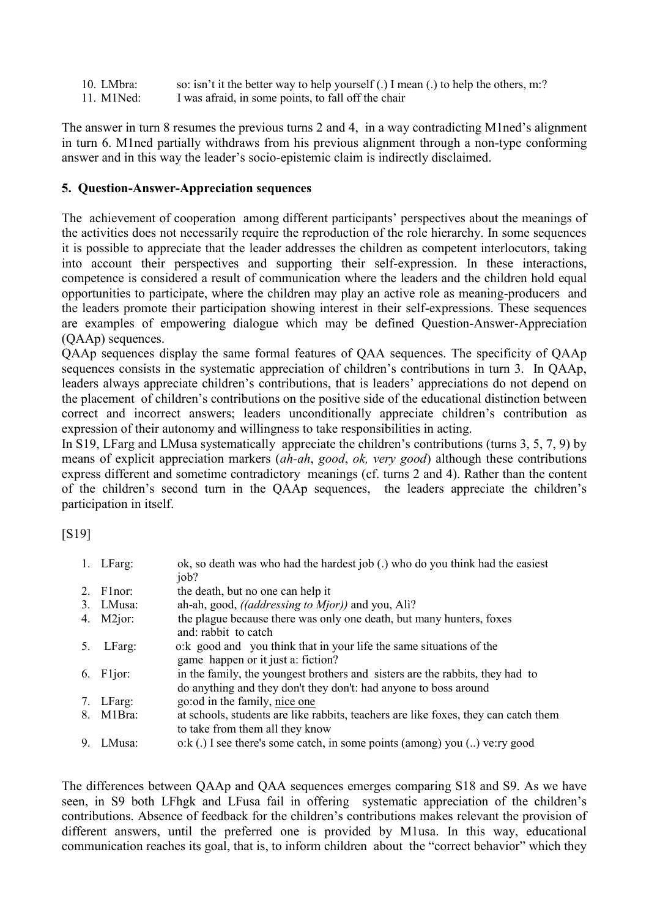10. LMbra: so: isn't it the better way to help yourself (.) I mean (.) to help the others, m:?
11. M1Ned: I was afraid, in some points, to fall off the chair

The answer in turn 8 resumes the previous turns 2 and 4, in a way contradicting M1ned's alignment in turn 6. M1ned partially withdraws from his previous alignment through a non-type conforming answer and in this way the leader's socio-epistemic claim is indirectly disclaimed.

## 5. Question-Answer-Appreciation sequences

The achievement of cooperation among different participants' perspectives about the meanings of the activities does not necessarily require the reproduction of the role hierarchy. In some sequences it is possible to appreciate that the leader addresses the children as competent interlocutors, taking into account their perspectives and supporting their self-expression. In these interactions, competence is considered a result of communication where the leaders and the children hold equal opportunities to participate, where the children may play an active role as meaning-producers and the leaders promote their participation showing interest in their self-expressions. These sequences are examples of empowering dialogue which may be defined Question-Answer-Appreciation (QAAp) sequences.

QAAp sequences display the same formal features of QAA sequences. The specificity of QAAp sequences consists in the systematic appreciation of children's contributions in turn 3. In QAAp, leaders always appreciate children's contributions, that is leaders' appreciations do not depend on the placement of children's contributions on the positive side of the educational distinction between correct and incorrect answers; leaders unconditionally appreciate children's contribution as expression of their autonomy and willingness to take responsibilities in acting.

In S19, LFarg and LMusa systematically appreciate the children's contributions (turns 3, 5, 7, 9) by means of explicit appreciation markers (*ah-ah*, *good*, *ok, very good*) although these contributions express different and sometime contradictory meanings (cf. turns 2 and 4). Rather than the content of the children's second turn in the QAAp sequences, the leaders appreciate the children's participation in itself.

[S19]

1. LFarg: ok, so death was who had the hardest job (.) who do you think had the easiest job?
2. F1nor: the death, but no one can help it
3. LMusa: ah-ah, good, *((addressing to Mjor))* and you, Alì?
4. M2jor: the plague because there was only one death, but many hunters, foxes and: rabbit to catch
5. LFarg: o:k good and you think that in your life the same situations of the game happen or it just a: fiction?
6. F1jor: in the family, the youngest brothers and sisters are the rabbits, they had to do anything and they don't they don't: had anyone to boss around
7. LFarg: go:od in the family, <u>nice one</u>
8. M1Bra: at schools, students are like rabbits, teachers are like foxes, they can catch them to take from them all they know
9. LMusa: o:k (.) I see there's some catch, in some points (among) you (..) ve:ry good

The differences between QAAp and QAA sequences emerges comparing S18 and S9. As we have seen, in S9 both LFhgk and LFusa fail in offering systematic appreciation of the children's contributions. Absence of feedback for the children's contributions makes relevant the provision of different answers, until the preferred one is provided by M1usa. In this way, educational communication reaches its goal, that is, to inform children about the "correct behavior" which they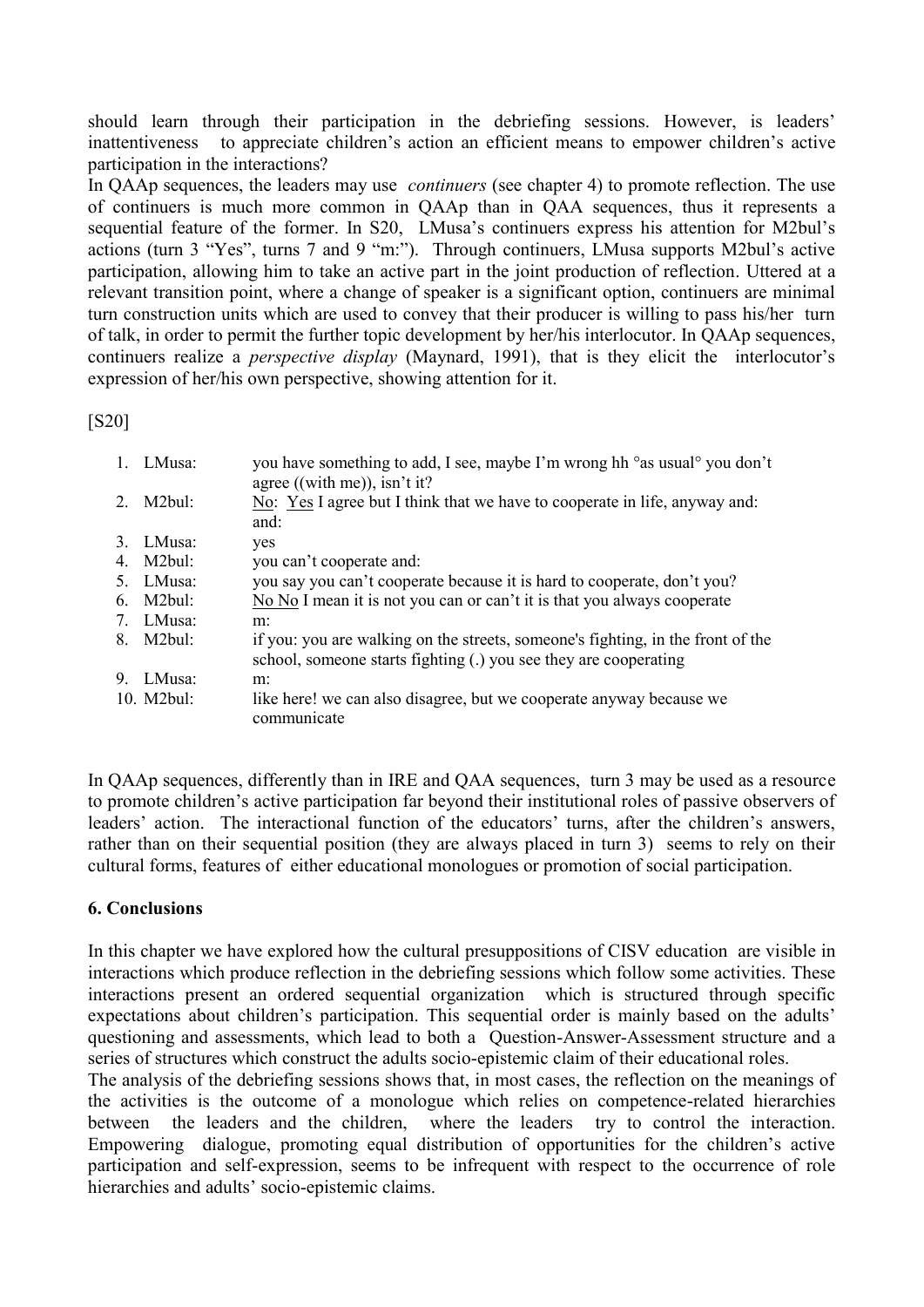should learn through their participation in the debriefing sessions. However, is leaders' inattentiveness to appreciate children's action an efficient means to empower children's active participation in the interactions?

In QAAp sequences, the leaders may use *continuers* (see chapter 4) to promote reflection. The use of continuers is much more common in QAAp than in QAA sequences, thus it represents a sequential feature of the former. In S20, LMusa's continuers express his attention for M2bul's actions (turn 3 "Yes", turns 7 and 9 "m:"). Through continuers, LMusa supports M2bul's active participation, allowing him to take an active part in the joint production of reflection. Uttered at a relevant transition point, where a change of speaker is a significant option, continuers are minimal turn construction units which are used to convey that their producer is willing to pass his/her turn of talk, in order to permit the further topic development by her/his interlocutor. In QAAp sequences, continuers realize a *perspective display* (Maynard, 1991), that is they elicit the interlocutor's expression of her/his own perspective, showing attention for it.

[S20]

1. LMusa: you have something to add, I see, maybe I'm wrong hh °as usual° you don't agree ((with me)), isn't it?
2. M2bul: No: Yes I agree but I think that we have to cooperate in life, anyway and: and:
3. LMusa: yes
4. M2bul: you can't cooperate and:
5. LMusa: you say you can't cooperate because it is hard to cooperate, don't you?
6. M2bul: No No I mean it is not you can or can't it is that you always cooperate
7. LMusa: m:
8. M2bul: if you: you are walking on the streets, someone's fighting, in the front of the school, someone starts fighting (.) you see they are cooperating
9. LMusa: m:
10. M2bul: like here! we can also disagree, but we cooperate anyway because we communicate

In QAAp sequences, differently than in IRE and QAA sequences, turn 3 may be used as a resource to promote children's active participation far beyond their institutional roles of passive observers of leaders' action. The interactional function of the educators' turns, after the children's answers, rather than on their sequential position (they are always placed in turn 3) seems to rely on their cultural forms, features of either educational monologues or promotion of social participation.

## 6. Conclusions

In this chapter we have explored how the cultural presuppositions of CISV education are visible in interactions which produce reflection in the debriefing sessions which follow some activities. These interactions present an ordered sequential organization which is structured through specific expectations about children's participation. This sequential order is mainly based on the adults' questioning and assessments, which lead to both a Question-Answer-Assessment structure and a series of structures which construct the adults socio-epistemic claim of their educational roles.

The analysis of the debriefing sessions shows that, in most cases, the reflection on the meanings of the activities is the outcome of a monologue which relies on competence-related hierarchies between the leaders and the children, where the leaders try to control the interaction. Empowering dialogue, promoting equal distribution of opportunities for the children's active participation and self-expression, seems to be infrequent with respect to the occurrence of role hierarchies and adults' socio-epistemic claims.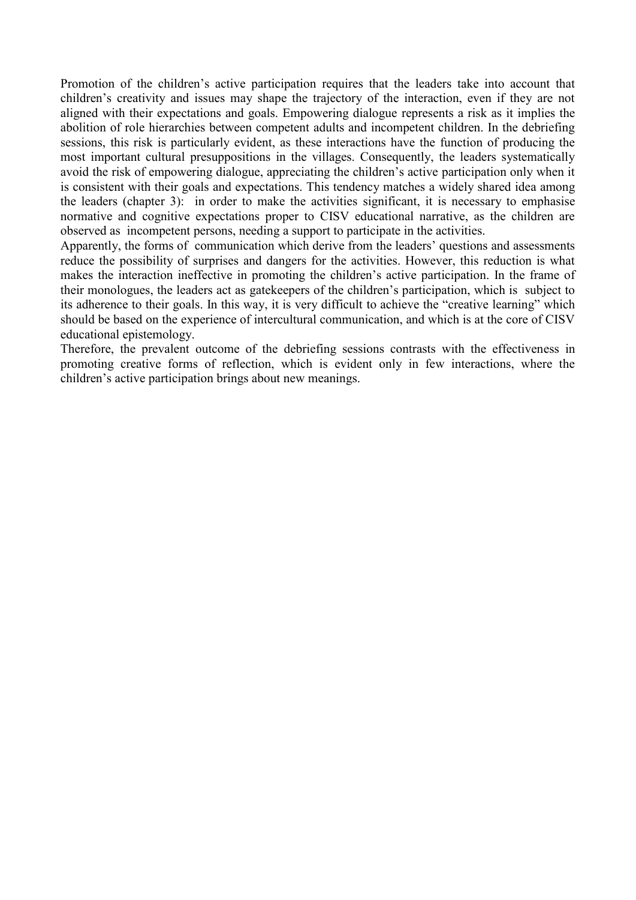Promotion of the children's active participation requires that the leaders take into account that children's creativity and issues may shape the trajectory of the interaction, even if they are not aligned with their expectations and goals. Empowering dialogue represents a risk as it implies the abolition of role hierarchies between competent adults and incompetent children. In the debriefing sessions, this risk is particularly evident, as these interactions have the function of producing the most important cultural presuppositions in the villages. Consequently, the leaders systematically avoid the risk of empowering dialogue, appreciating the children's active participation only when it is consistent with their goals and expectations. This tendency matches a widely shared idea among the leaders (chapter 3): in order to make the activities significant, it is necessary to emphasise normative and cognitive expectations proper to CISV educational narrative, as the children are observed as incompetent persons, needing a support to participate in the activities.

Apparently, the forms of communication which derive from the leaders' questions and assessments reduce the possibility of surprises and dangers for the activities. However, this reduction is what makes the interaction ineffective in promoting the children's active participation. In the frame of their monologues, the leaders act as gatekeepers of the children's participation, which is subject to its adherence to their goals. In this way, it is very difficult to achieve the "creative learning" which should be based on the experience of intercultural communication, and which is at the core of CISV educational epistemology.

Therefore, the prevalent outcome of the debriefing sessions contrasts with the effectiveness in promoting creative forms of reflection, which is evident only in few interactions, where the children's active participation brings about new meanings.